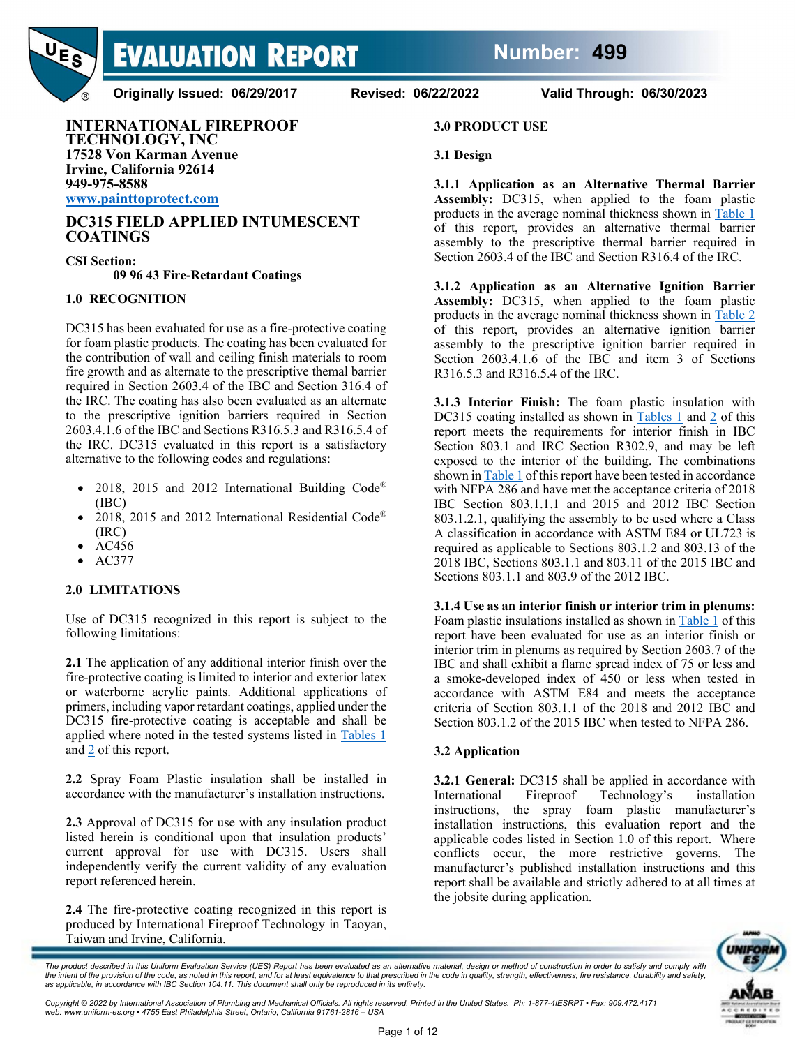# EVALUATION REPORT

**Number: 499**

**Originally Issued: 06/29/2017 Revised: 06/22/2022 Valid Through: 06/30/2023**

**INTERNATIONAL FIREPROOF TECHNOLOGY, INC**
**17528 Von Karman Avenue**
**Irvine, California 92614**
**949-975-8588**
**[www.painttoprotect.com](www.painttoprotect.com)**

## DC315 FIELD APPLIED INTUMESCENT COATINGS

**CSI Section:**
**09 96 43 Fire-Retardant Coatings**

## 1.0 RECOGNITION

DC315 has been evaluated for use as a fire-protective coating for foam plastic products. The coating has been evaluated for the contribution of wall and ceiling finish materials to room fire growth and as alternate to the prescriptive themal barrier required in Section 2603.4 of the IBC and Section 316.4 of the IRC. The coating has also been evaluated as an alternate to the prescriptive ignition barriers required in Section 2603.4.1.6 of the IBC and Sections R316.5.3 and R316.5.4 of the IRC. DC315 evaluated in this report is a satisfactory alternative to the following codes and regulations:

- 2018, 2015 and 2012 International Building Code® (IBC)
- 2018, 2015 and 2012 International Residential Code® (IRC)
- AC456
- AC377

## 2.0 LIMITATIONS

Use of DC315 recognized in this report is subject to the following limitations:

**2.1** The application of any additional interior finish over the fire-protective coating is limited to interior and exterior latex or waterborne acrylic paints. Additional applications of primers, including vapor retardant coatings, applied under the DC315 fire-protective coating is acceptable and shall be applied where noted in the tested systems listed in Tables 1 and 2 of this report.

**2.2** Spray Foam Plastic insulation shall be installed in accordance with the manufacturer's installation instructions.

**2.3** Approval of DC315 for use with any insulation product listed herein is conditional upon that insulation products' current approval for use with DC315. Users shall independently verify the current validity of any evaluation report referenced herein.

**2.4** The fire-protective coating recognized in this report is produced by International Fireproof Technology in Taoyan, Taiwan and Irvine, California.

## 3.0 PRODUCT USE

### 3.1 Design

**3.1.1 Application as an Alternative Thermal Barrier Assembly:** DC315, when applied to the foam plastic products in the average nominal thickness shown in Table 1 of this report, provides an alternative thermal barrier assembly to the prescriptive thermal barrier required in Section 2603.4 of the IBC and Section R316.4 of the IRC.

**3.1.2 Application as an Alternative Ignition Barrier Assembly:** DC315, when applied to the foam plastic products in the average nominal thickness shown in Table 2 of this report, provides an alternative ignition barrier assembly to the prescriptive ignition barrier required in Section 2603.4.1.6 of the IBC and item 3 of Sections R316.5.3 and R316.5.4 of the IRC.

**3.1.3 Interior Finish:** The foam plastic insulation with DC315 coating installed as shown in Tables 1 and 2 of this report meets the requirements for interior finish in IBC Section 803.1 and IRC Section R302.9, and may be left exposed to the interior of the building. The combinations shown in Table 1 of this report have been tested in accordance with NFPA 286 and have met the acceptance criteria of 2018 IBC Section 803.1.1.1 and 2015 and 2012 IBC Section 803.1.2.1, qualifying the assembly to be used where a Class A classification in accordance with ASTM E84 or UL723 is required as applicable to Sections 803.1.2 and 803.13 of the 2018 IBC, Sections 803.1.1 and 803.11 of the 2015 IBC and Sections 803.1.1 and 803.9 of the 2012 IBC.

**3.1.4 Use as an interior finish or interior trim in plenums:** Foam plastic insulations installed as shown in Table 1 of this report have been evaluated for use as an interior finish or interior trim in plenums as required by Section 2603.7 of the IBC and shall exhibit a flame spread index of 75 or less and a smoke-developed index of 450 or less when tested in accordance with ASTM E84 and meets the acceptance criteria of Section 803.1.1 of the 2018 and 2012 IBC and Section 803.1.2 of the 2015 IBC when tested to NFPA 286.

### 3.2 Application

**3.2.1 General:** DC315 shall be applied in accordance with International Fireproof Technology's installation instructions, the spray foam plastic manufacturer's installation instructions, this evaluation report and the applicable codes listed in Section 1.0 of this report. Where conflicts occur, the more restrictive governs. The manufacturer's published installation instructions and this report shall be available and strictly adhered to at all times at the jobsite during application.

*The product described in this Uniform Evaluation Service (UES) Report has been evaluated as an alternative material, design or method of construction in order to satisfy and comply with the intent of the provision of the code, as noted in this report, and for at least equivalence to that prescribed in the code in quality, strength, effectiveness, fire resistance, durability and safety, as applicable, in accordance with IBC Section 104.11. This document shall only be reproduced in its entirety.*

*Copyright © 2022 by International Association of Plumbing and Mechanical Officials. All rights reserved. Printed in the United States. Ph: 1-877-4IESRPT • Fax: 909.472.4171 web: www.uniform-es.org • 4755 East Philadelphia Street, Ontario, California 91761-2816 – USA*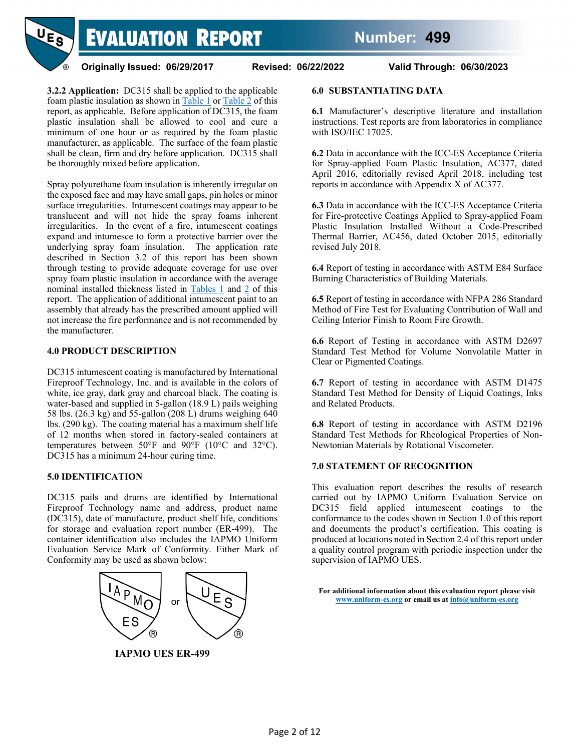**3.2.2 Application:** DC315 shall be applied to the applicable foam plastic insulation as shown in Table 1 or Table 2 of this report, as applicable. Before application of DC315, the foam plastic insulation shall be allowed to cool and cure a minimum of one hour or as required by the foam plastic manufacturer, as applicable. The surface of the foam plastic shall be clean, firm and dry before application. DC315 shall be thoroughly mixed before application.

Spray polyurethane foam insulation is inherently irregular on the exposed face and may have small gaps, pin holes or minor surface irregularities. Intumescent coatings may appear to be translucent and will not hide the spray foams inherent irregularities. In the event of a fire, intumescent coatings expand and intumesce to form a protective barrier over the underlying spray foam insulation. The application rate described in Section 3.2 of this report has been shown through testing to provide adequate coverage for use over spray foam plastic insulation in accordance with the average nominal installed thickness listed in Tables 1 and 2 of this report. The application of additional intumescent paint to an assembly that already has the prescribed amount applied will not increase the fire performance and is not recommended by the manufacturer.

## 4.0 PRODUCT DESCRIPTION

DC315 intumescent coating is manufactured by International Fireproof Technology, Inc. and is available in the colors of white, ice gray, dark gray and charcoal black. The coating is water-based and supplied in 5-gallon (18.9 L) pails weighing 58 lbs. (26.3 kg) and 55-gallon (208 L) drums weighing 640 lbs. (290 kg). The coating material has a maximum shelf life of 12 months when stored in factory-sealed containers at temperatures between 50°F and 90°F (10°C and 32°C). DC315 has a minimum 24-hour curing time.

## 5.0 IDENTIFICATION

DC315 pails and drums are identified by International Fireproof Technology name and address, product name (DC315), date of manufacture, product shelf life, conditions for storage and evaluation report number (ER-499). The container identification also includes the IAPMO Uniform Evaluation Service Mark of Conformity. Either Mark of Conformity may be used as shown below:

IAPMO ES or UES

**IAPMO UES ER-499**

## 6.0 SUBSTANTIATING DATA

**6.1** Manufacturer's descriptive literature and installation instructions. Test reports are from laboratories in compliance with ISO/IEC 17025.

**6.2** Data in accordance with the ICC-ES Acceptance Criteria for Spray-applied Foam Plastic Insulation, AC377, dated April 2016, editorially revised April 2018, including test reports in accordance with Appendix X of AC377.

**6.3** Data in accordance with the ICC-ES Acceptance Criteria for Fire-protective Coatings Applied to Spray-applied Foam Plastic Insulation Installed Without a Code-Prescribed Thermal Barrier, AC456, dated October 2015, editorially revised July 2018.

**6.4** Report of testing in accordance with ASTM E84 Surface Burning Characteristics of Building Materials.

**6.5** Report of testing in accordance with NFPA 286 Standard Method of Fire Test for Evaluating Contribution of Wall and Ceiling Interior Finish to Room Fire Growth.

**6.6** Report of Testing in accordance with ASTM D2697 Standard Test Method for Volume Nonvolatile Matter in Clear or Pigmented Coatings.

**6.7** Report of testing in accordance with ASTM D1475 Standard Test Method for Density of Liquid Coatings, Inks and Related Products.

**6.8** Report of testing in accordance with ASTM D2196 Standard Test Methods for Rheological Properties of Non-Newtonian Materials by Rotational Viscometer.

## 7.0 STATEMENT OF RECOGNITION

This evaluation report describes the results of research carried out by IAPMO Uniform Evaluation Service on DC315 field applied intumescent coatings to the conformance to the codes shown in Section 1.0 of this report and documents the product's certification. This coating is produced at locations noted in Section 2.4 of this report under a quality control program with periodic inspection under the supervision of IAPMO UES.

**For additional information about this evaluation report please visit www.uniform-es.org or email us at info@uniform-es.org**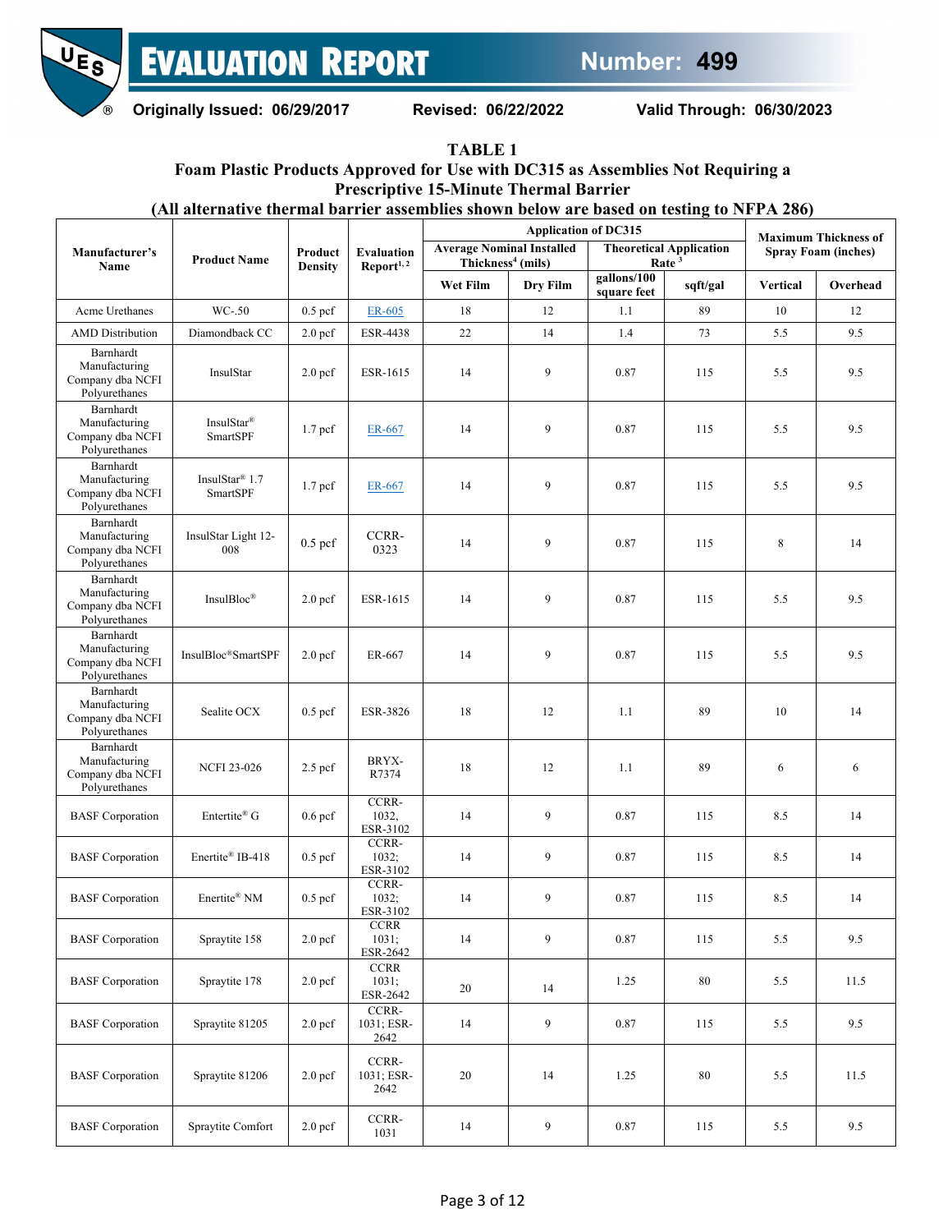## TABLE 1
### Foam Plastic Products Approved for Use with DC315 as Assemblies Not Requiring a Prescriptive 15-Minute Thermal Barrier
### (All alternative thermal barrier assemblies shown below are based on testing to NFPA 286)

| Manufacturer's Name | Product Name | Product Density | Evaluation Report[1, 2] | Application of DC315 | | | | Maximum Thickness of Spray Foam (inches) | |
|---|---|---|---|---|---|---|---|---|---|
| | | | | Average Nominal Installed Thickness[4] (mils) | | Theoretical Application Rate [3] | | | |
| | | | | Wet Film | Dry Film | gallons/100 square feet | sqft/gal | Vertical | Overhead |
| Acme Urethanes | WC-.50 | 0.5 pcf | ER-605 | 18 | 12 | 1.1 | 89 | 10 | 12 |
| AMD Distribution | Diamondback CC | 2.0 pcf | ESR-4438 | 22 | 14 | 1.4 | 73 | 5.5 | 9.5 |
| Barnhardt Manufacturing Company dba NCFI Polyurethanes | InsulStar | 2.0 pcf | ESR-1615 | 14 | 9 | 0.87 | 115 | 5.5 | 9.5 |
| Barnhardt Manufacturing Company dba NCFI Polyurethanes | InsulStar® SmartSPF | 1.7 pcf | ER-667 | 14 | 9 | 0.87 | 115 | 5.5 | 9.5 |
| Barnhardt Manufacturing Company dba NCFI Polyurethanes | InsulStar® 1.7 SmartSPF | 1.7 pcf | ER-667 | 14 | 9 | 0.87 | 115 | 5.5 | 9.5 |
| Barnhardt Manufacturing Company dba NCFI Polyurethanes | InsulStar Light 12-008 | 0.5 pcf | CCRR-0323 | 14 | 9 | 0.87 | 115 | 8 | 14 |
| Barnhardt Manufacturing Company dba NCFI Polyurethanes | InsulBloc® | 2.0 pcf | ESR-1615 | 14 | 9 | 0.87 | 115 | 5.5 | 9.5 |
| Barnhardt Manufacturing Company dba NCFI Polyurethanes | InsulBloc®SmartSPF | 2.0 pcf | ER-667 | 14 | 9 | 0.87 | 115 | 5.5 | 9.5 |
| Barnhardt Manufacturing Company dba NCFI Polyurethanes | Sealite OCX | 0.5 pcf | ESR-3826 | 18 | 12 | 1.1 | 89 | 10 | 14 |
| Barnhardt Manufacturing Company dba NCFI Polyurethanes | NCFI 23-026 | 2.5 pcf | BRYX-R7374 | 18 | 12 | 1.1 | 89 | 6 | 6 |
| BASF Corporation | Entertite® G | 0.6 pcf | CCRR-1032, ESR-3102 | 14 | 9 | 0.87 | 115 | 8.5 | 14 |
| BASF Corporation | Enertite® IB-418 | 0.5 pcf | CCRR-1032; ESR-3102 | 14 | 9 | 0.87 | 115 | 8.5 | 14 |
| BASF Corporation | Enertite® NM | 0.5 pcf | CCRR-1032; ESR-3102 | 14 | 9 | 0.87 | 115 | 8.5 | 14 |
| BASF Corporation | Spraytite 158 | 2.0 pcf | CCRR 1031; ESR-2642 | 14 | 9 | 0.87 | 115 | 5.5 | 9.5 |
| BASF Corporation | Spraytite 178 | 2.0 pcf | CCRR 1031; ESR-2642 | 20 | 14 | 1.25 | 80 | 5.5 | 11.5 |
| BASF Corporation | Spraytite 81205 | 2.0 pcf | CCRR-1031; ESR-2642 | 14 | 9 | 0.87 | 115 | 5.5 | 9.5 |
| BASF Corporation | Spraytite 81206 | 2.0 pcf | CCRR-1031; ESR-2642 | 20 | 14 | 1.25 | 80 | 5.5 | 11.5 |
| BASF Corporation | Spraytite Comfort | 2.0 pcf | CCRR-1031 | 14 | 9 | 0.87 | 115 | 5.5 | 9.5 |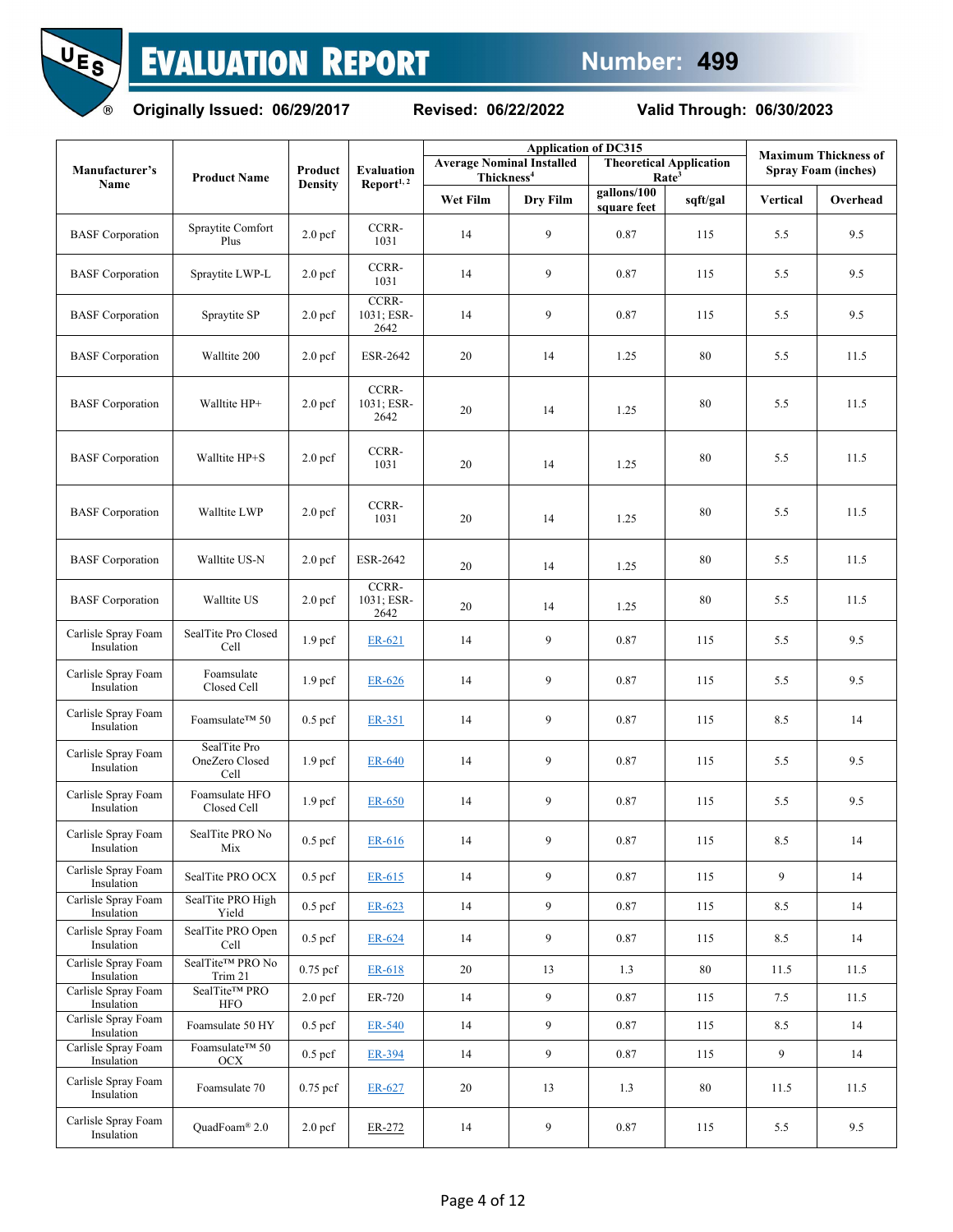| Manufacturer's Name | Product Name | Product Density | Evaluation Report[1, 2] | Application of DC315 | | | | Maximum Thickness of Spray Foam (inches) | |
|---|---|---|---|---|---|---|---|---|---|
| | | | | Average Nominal Installed Thickness[4] | | Theoretical Application Rate[3] | | | |
| | | | | Wet Film | Dry Film | gallons/100 square feet | sqft/gal | Vertical | Overhead |
| BASF Corporation | Spraytite Comfort Plus | 2.0 pcf | CCRR-1031 | 14 | 9 | 0.87 | 115 | 5.5 | 9.5 |
| BASF Corporation | Spraytite LWP-L | 2.0 pcf | CCRR-1031 | 14 | 9 | 0.87 | 115 | 5.5 | 9.5 |
| BASF Corporation | Spraytite SP | 2.0 pcf | CCRR-1031; ESR-2642 | 14 | 9 | 0.87 | 115 | 5.5 | 9.5 |
| BASF Corporation | Walltite 200 | 2.0 pcf | ESR-2642 | 20 | 14 | 1.25 | 80 | 5.5 | 11.5 |
| BASF Corporation | Walltite HP+ | 2.0 pcf | CCRR-1031; ESR-2642 | 20 | 14 | 1.25 | 80 | 5.5 | 11.5 |
| BASF Corporation | Walltite HP+S | 2.0 pcf | CCRR-1031 | 20 | 14 | 1.25 | 80 | 5.5 | 11.5 |
| BASF Corporation | Walltite LWP | 2.0 pcf | CCRR-1031 | 20 | 14 | 1.25 | 80 | 5.5 | 11.5 |
| BASF Corporation | Walltite US-N | 2.0 pcf | ESR-2642 | 20 | 14 | 1.25 | 80 | 5.5 | 11.5 |
| BASF Corporation | Walltite US | 2.0 pcf | CCRR-1031; ESR-2642 | 20 | 14 | 1.25 | 80 | 5.5 | 11.5 |
| Carlisle Spray Foam Insulation | SealTite Pro Closed Cell | 1.9 pcf | ER-621 | 14 | 9 | 0.87 | 115 | 5.5 | 9.5 |
| Carlisle Spray Foam Insulation | Foamsulate Closed Cell | 1.9 pcf | ER-626 | 14 | 9 | 0.87 | 115 | 5.5 | 9.5 |
| Carlisle Spray Foam Insulation | Foamsulate™ 50 | 0.5 pcf | ER-351 | 14 | 9 | 0.87 | 115 | 8.5 | 14 |
| Carlisle Spray Foam Insulation | SealTite Pro OneZero Closed Cell | 1.9 pcf | ER-640 | 14 | 9 | 0.87 | 115 | 5.5 | 9.5 |
| Carlisle Spray Foam Insulation | Foamsulate HFO Closed Cell | 1.9 pcf | ER-650 | 14 | 9 | 0.87 | 115 | 5.5 | 9.5 |
| Carlisle Spray Foam Insulation | SealTite PRO No Mix | 0.5 pcf | ER-616 | 14 | 9 | 0.87 | 115 | 8.5 | 14 |
| Carlisle Spray Foam Insulation | SealTite PRO OCX | 0.5 pcf | ER-615 | 14 | 9 | 0.87 | 115 | 9 | 14 |
| Carlisle Spray Foam Insulation | SealTite PRO High Yield | 0.5 pcf | ER-623 | 14 | 9 | 0.87 | 115 | 8.5 | 14 |
| Carlisle Spray Foam Insulation | SealTite PRO Open Cell | 0.5 pcf | ER-624 | 14 | 9 | 0.87 | 115 | 8.5 | 14 |
| Carlisle Spray Foam Insulation | SealTite™ PRO No Trim 21 | 0.75 pcf | ER-618 | 20 | 13 | 1.3 | 80 | 11.5 | 11.5 |
| Carlisle Spray Foam Insulation | SealTite™ PRO HFO | 2.0 pcf | ER-720 | 14 | 9 | 0.87 | 115 | 7.5 | 11.5 |
| Carlisle Spray Foam Insulation | Foamsulate 50 HY | 0.5 pcf | ER-540 | 14 | 9 | 0.87 | 115 | 8.5 | 14 |
| Carlisle Spray Foam Insulation | Foamsulate™ 50 OCX | 0.5 pcf | ER-394 | 14 | 9 | 0.87 | 115 | 9 | 14 |
| Carlisle Spray Foam Insulation | Foamsulate 70 | 0.75 pcf | ER-627 | 20 | 13 | 1.3 | 80 | 11.5 | 11.5 |
| Carlisle Spray Foam Insulation | QuadFoam® 2.0 | 2.0 pcf | ER-272 | 14 | 9 | 0.87 | 115 | 5.5 | 9.5 |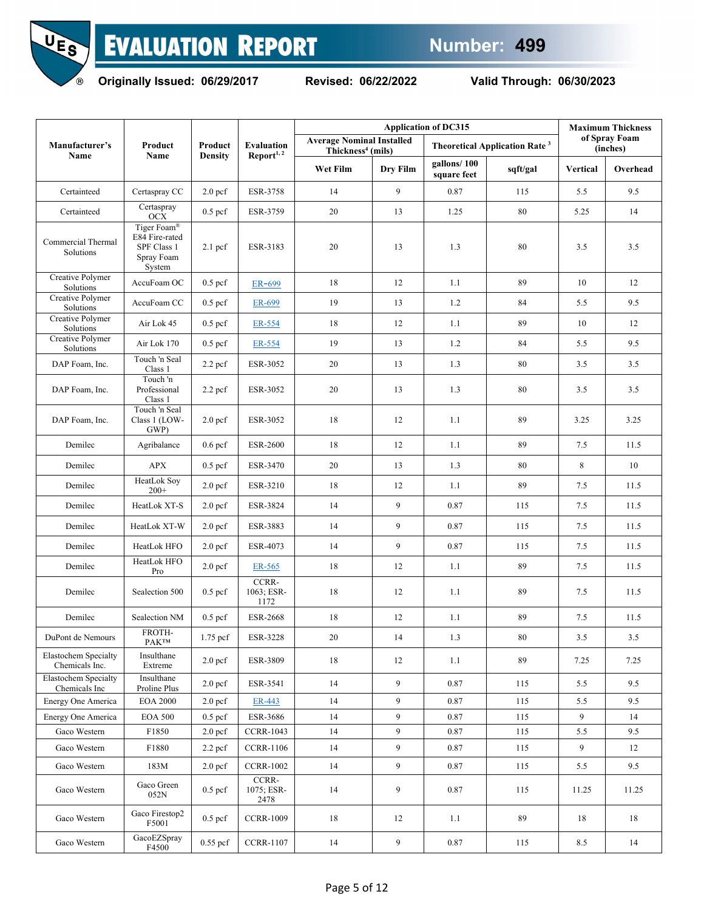| Manufacturer's Name | Product Name | Product Density | Evaluation Report[1, 2] | Application of DC315 | | | | Maximum Thickness of Spray Foam (inches) | |
|---|---|---|---|---|---|---|---|---|---|
| | | | | Average Nominal Installed Thickness[4] (mils) | | Theoretical Application Rate [3] | | | |
| | | | | Wet Film | Dry Film | gallons/ 100 square feet | sqft/gal | Vertical | Overhead |
| Certainteed | Certaspray CC | 2.0 pcf | ESR-3758 | 14 | 9 | 0.87 | 115 | 5.5 | 9.5 |
| Certainteed | Certaspray OCX | 0.5 pcf | ESR-3759 | 20 | 13 | 1.25 | 80 | 5.25 | 14 |
| Commercial Thermal Solutions | Tiger Foam® E84 Fire-rated SPF Class 1 Spray Foam System | 2.1 pcf | ESR-3183 | 20 | 13 | 1.3 | 80 | 3.5 | 3.5 |
| Creative Polymer Solutions | AccuFoam OC | 0.5 pcf | ER-699 | 18 | 12 | 1.1 | 89 | 10 | 12 |
| Creative Polymer Solutions | AccuFoam CC | 0.5 pcf | ER-699 | 19 | 13 | 1.2 | 84 | 5.5 | 9.5 |
| Creative Polymer Solutions | Air Lok 45 | 0.5 pcf | ER-554 | 18 | 12 | 1.1 | 89 | 10 | 12 |
| Creative Polymer Solutions | Air Lok 170 | 0.5 pcf | ER-554 | 19 | 13 | 1.2 | 84 | 5.5 | 9.5 |
| DAP Foam, Inc. | Touch 'n Seal Class 1 | 2.2 pcf | ESR-3052 | 20 | 13 | 1.3 | 80 | 3.5 | 3.5 |
| DAP Foam, Inc. | Touch 'n Professional Class 1 | 2.2 pcf | ESR-3052 | 20 | 13 | 1.3 | 80 | 3.5 | 3.5 |
| DAP Foam, Inc. | Touch 'n Seal Class 1 (LOW-GWP) | 2.0 pcf | ESR-3052 | 18 | 12 | 1.1 | 89 | 3.25 | 3.25 |
| Demilec | Agribalance | 0.6 pcf | ESR-2600 | 18 | 12 | 1.1 | 89 | 7.5 | 11.5 |
| Demilec | APX | 0.5 pcf | ESR-3470 | 20 | 13 | 1.3 | 80 | 8 | 10 |
| Demilec | HeatLok Soy 200+ | 2.0 pcf | ESR-3210 | 18 | 12 | 1.1 | 89 | 7.5 | 11.5 |
| Demilec | HeatLok XT-S | 2.0 pcf | ESR-3824 | 14 | 9 | 0.87 | 115 | 7.5 | 11.5 |
| Demilec | HeatLok XT-W | 2.0 pcf | ESR-3883 | 14 | 9 | 0.87 | 115 | 7.5 | 11.5 |
| Demilec | HeatLok HFO | 2.0 pcf | ESR-4073 | 14 | 9 | 0.87 | 115 | 7.5 | 11.5 |
| Demilec | HeatLok HFO Pro | 2.0 pcf | ER-565 | 18 | 12 | 1.1 | 89 | 7.5 | 11.5 |
| Demilec | Sealection 500 | 0.5 pcf | CCRR-1063; ESR-1172 | 18 | 12 | 1.1 | 89 | 7.5 | 11.5 |
| Demilec | Sealection NM | 0.5 pcf | ESR-2668 | 18 | 12 | 1.1 | 89 | 7.5 | 11.5 |
| DuPont de Nemours | FROTH-PAK™ | 1.75 pcf | ESR-3228 | 20 | 14 | 1.3 | 80 | 3.5 | 3.5 |
| Elastochem Specialty Chemicals Inc. | Insulthane Extreme | 2.0 pcf | ESR-3809 | 18 | 12 | 1.1 | 89 | 7.25 | 7.25 |
| Elastochem Specialty Chemicals Inc | Insulthane Proline Plus | 2.0 pcf | ESR-3541 | 14 | 9 | 0.87 | 115 | 5.5 | 9.5 |
| Energy One America | EOA 2000 | 2.0 pcf | ER-443 | 14 | 9 | 0.87 | 115 | 5.5 | 9.5 |
| Energy One America | EOA 500 | 0.5 pcf | ESR-3686 | 14 | 9 | 0.87 | 115 | 9 | 14 |
| Gaco Western | F1850 | 2.0 pcf | CCRR-1043 | 14 | 9 | 0.87 | 115 | 5.5 | 9.5 |
| Gaco Western | F1880 | 2.2 pcf | CCRR-1106 | 14 | 9 | 0.87 | 115 | 9 | 12 |
| Gaco Western | 183M | 2.0 pcf | CCRR-1002 | 14 | 9 | 0.87 | 115 | 5.5 | 9.5 |
| Gaco Western | Gaco Green 052N | 0.5 pcf | CCRR-1075; ESR-2478 | 14 | 9 | 0.87 | 115 | 11.25 | 11.25 |
| Gaco Western | Gaco Firestop2 F5001 | 0.5 pcf | CCRR-1009 | 18 | 12 | 1.1 | 89 | 18 | 18 |
| Gaco Western | GacoEZSpray F4500 | 0.55 pcf | CCRR-1107 | 14 | 9 | 0.87 | 115 | 8.5 | 14 |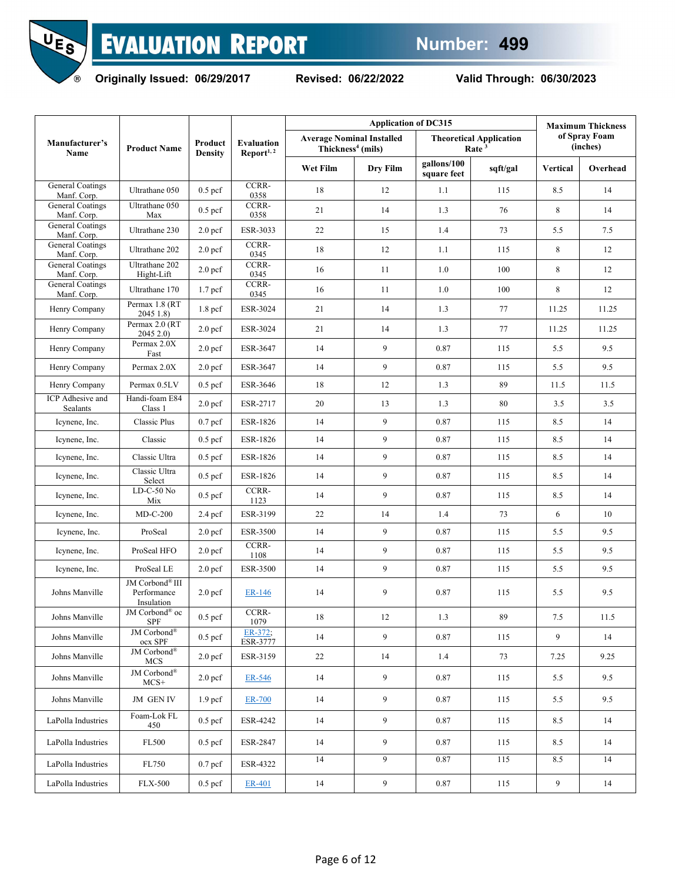| Manufacturer's Name | Product Name | Product Density | Evaluation Report[1, 2] | Application of DC315 | | | | Maximum Thickness of Spray Foam (inches) | |
|---|---|---|---|---|---|---|---|---|---|
| | | | | Average Nominal Installed Thickness[4] (mils) | | Theoretical Application Rate[3] | | | |
| | | | | Wet Film | Dry Film | gallons/100 square feet | sqft/gal | Vertical | Overhead |
| General Coatings Manf. Corp. | Ultrathane 050 | 0.5 pcf | CCRR-0358 | 18 | 12 | 1.1 | 115 | 8.5 | 14 |
| General Coatings Manf. Corp. | Ultrathane 050 Max | 0.5 pcf | CCRR-0358 | 21 | 14 | 1.3 | 76 | 8 | 14 |
| General Coatings Manf. Corp. | Ultrathane 230 | 2.0 pcf | ESR-3033 | 22 | 15 | 1.4 | 73 | 5.5 | 7.5 |
| General Coatings Manf. Corp. | Ultrathane 202 | 2.0 pcf | CCRR-0345 | 18 | 12 | 1.1 | 115 | 8 | 12 |
| General Coatings Manf. Corp. | Ultrathane 202 Hight-Lift | 2.0 pcf | CCRR-0345 | 16 | 11 | 1.0 | 100 | 8 | 12 |
| General Coatings Manf. Corp. | Ultrathane 170 | 1.7 pcf | CCRR-0345 | 16 | 11 | 1.0 | 100 | 8 | 12 |
| Henry Company | Permax 1.8 (RT 2045 1.8) | 1.8 pcf | ESR-3024 | 21 | 14 | 1.3 | 77 | 11.25 | 11.25 |
| Henry Company | Permax 2.0 (RT 2045 2.0) | 2.0 pcf | ESR-3024 | 21 | 14 | 1.3 | 77 | 11.25 | 11.25 |
| Henry Company | Permax 2.0X Fast | 2.0 pcf | ESR-3647 | 14 | 9 | 0.87 | 115 | 5.5 | 9.5 |
| Henry Company | Permax 2.0X | 2.0 pcf | ESR-3647 | 14 | 9 | 0.87 | 115 | 5.5 | 9.5 |
| Henry Company | Permax 0.5LV | 0.5 pcf | ESR-3646 | 18 | 12 | 1.3 | 89 | 11.5 | 11.5 |
| ICP Adhesive and Sealants | Handi-foam E84 Class 1 | 2.0 pcf | ESR-2717 | 20 | 13 | 1.3 | 80 | 3.5 | 3.5 |
| Icynene, Inc. | Classic Plus | 0.7 pcf | ESR-1826 | 14 | 9 | 0.87 | 115 | 8.5 | 14 |
| Icynene, Inc. | Classic | 0.5 pcf | ESR-1826 | 14 | 9 | 0.87 | 115 | 8.5 | 14 |
| Icynene, Inc. | Classic Ultra | 0.5 pcf | ESR-1826 | 14 | 9 | 0.87 | 115 | 8.5 | 14 |
| Icynene, Inc. | Classic Ultra Select | 0.5 pcf | ESR-1826 | 14 | 9 | 0.87 | 115 | 8.5 | 14 |
| Icynene, Inc. | LD-C-50 No Mix | 0.5 pcf | CCRR-1123 | 14 | 9 | 0.87 | 115 | 8.5 | 14 |
| Icynene, Inc. | MD-C-200 | 2.4 pcf | ESR-3199 | 22 | 14 | 1.4 | 73 | 6 | 10 |
| Icynene, Inc. | ProSeal | 2.0 pcf | ESR-3500 | 14 | 9 | 0.87 | 115 | 5.5 | 9.5 |
| Icynene, Inc. | ProSeal HFO | 2.0 pcf | CCRR-1108 | 14 | 9 | 0.87 | 115 | 5.5 | 9.5 |
| Icynene, Inc. | ProSeal LE | 2.0 pcf | ESR-3500 | 14 | 9 | 0.87 | 115 | 5.5 | 9.5 |
| Johns Manville | JM Corbond® III Performance Insulation | 2.0 pcf | ER-146 | 14 | 9 | 0.87 | 115 | 5.5 | 9.5 |
| Johns Manville | JM Corbond® oc SPF | 0.5 pcf | CCRR-1079 | 18 | 12 | 1.3 | 89 | 7.5 | 11.5 |
| Johns Manville | JM Corbond® ocx SPF | 0.5 pcf | ER-372; ESR-3777 | 14 | 9 | 0.87 | 115 | 9 | 14 |
| Johns Manville | JM Corbond® MCS | 2.0 pcf | ESR-3159 | 22 | 14 | 1.4 | 73 | 7.25 | 9.25 |
| Johns Manville | JM Corbond® MCS+ | 2.0 pcf | ER-546 | 14 | 9 | 0.87 | 115 | 5.5 | 9.5 |
| Johns Manville | JM GEN IV | 1.9 pcf | ER-700 | 14 | 9 | 0.87 | 115 | 5.5 | 9.5 |
| LaPolla Industries | Foam-Lok FL 450 | 0.5 pcf | ESR-4242 | 14 | 9 | 0.87 | 115 | 8.5 | 14 |
| LaPolla Industries | FL500 | 0.5 pcf | ESR-2847 | 14 | 9 | 0.87 | 115 | 8.5 | 14 |
| LaPolla Industries | FL750 | 0.7 pcf | ESR-4322 | 14 | 9 | 0.87 | 115 | 8.5 | 14 |
| LaPolla Industries | FLX-500 | 0.5 pcf | ER-401 | 14 | 9 | 0.87 | 115 | 9 | 14 |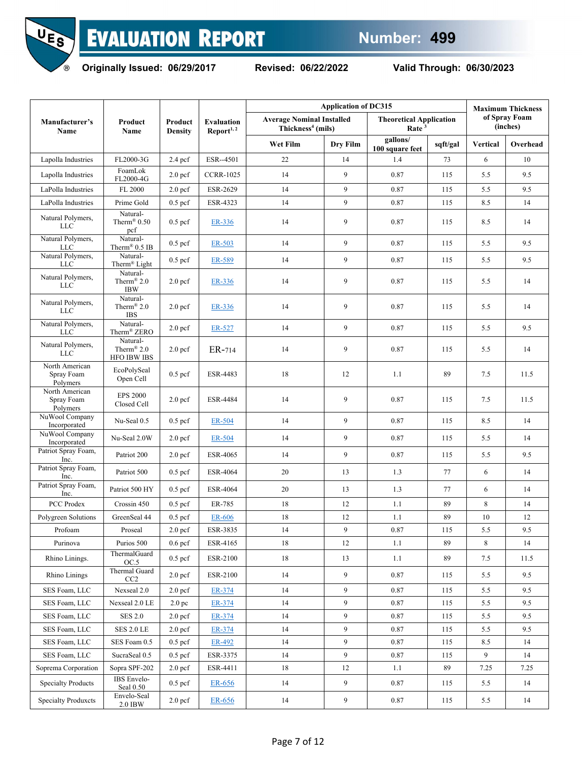| Manufacturer's Name | Product Name | Product Density | Evaluation Report[1, 2] | Application of DC315 | | | | Maximum Thickness of Spray Foam (inches) | |
|---|---|---|---|---|---|---|---|---|---|
| | | | | Average Nominal Installed Thickness[4] (mils) | | Theoretical Application Rate [3] | | | |
| | | | | Wet Film | Dry Film | gallons/ 100 square feet | sqft/gal | Vertical | Overhead |
| Lapolla Industries | FL2000-3G | 2.4 pcf | ESR--4501 | 22 | 14 | 1.4 | 73 | 6 | 10 |
| Lapolla Industries | FoamLok FL2000-4G | 2.0 pcf | CCRR-1025 | 14 | 9 | 0.87 | 115 | 5.5 | 9.5 |
| LaPolla Industries | FL 2000 | 2.0 pcf | ESR-2629 | 14 | 9 | 0.87 | 115 | 5.5 | 9.5 |
| LaPolla Industries | Prime Gold | 0.5 pcf | ESR-4323 | 14 | 9 | 0.87 | 115 | 8.5 | 14 |
| Natural Polymers, LLC | Natural-Therm® 0.50 pcf | 0.5 pcf | ER-336 | 14 | 9 | 0.87 | 115 | 8.5 | 14 |
| Natural Polymers, LLC | Natural-Therm® 0.5 IB | 0.5 pcf | ER-503 | 14 | 9 | 0.87 | 115 | 5.5 | 9.5 |
| Natural Polymers, LLC | Natural-Therm® Light | 0.5 pcf | ER-589 | 14 | 9 | 0.87 | 115 | 5.5 | 9.5 |
| Natural Polymers, LLC | Natural-Therm® 2.0 IBW | 2.0 pcf | ER-336 | 14 | 9 | 0.87 | 115 | 5.5 | 14 |
| Natural Polymers, LLC | Natural-Therm® 2.0 IBS | 2.0 pcf | ER-336 | 14 | 9 | 0.87 | 115 | 5.5 | 14 |
| Natural Polymers, LLC | Natural-Therm® ZERO | 2.0 pcf | ER-527 | 14 | 9 | 0.87 | 115 | 5.5 | 9.5 |
| Natural Polymers, LLC | Natural-Therm® 2.0 HFO IBW IBS | 2.0 pcf | ER-714 | 14 | 9 | 0.87 | 115 | 5.5 | 14 |
| North American Spray Foam Polymers | EcoPolySeal Open Cell | 0.5 pcf | ESR-4483 | 18 | 12 | 1.1 | 89 | 7.5 | 11.5 |
| North American Spray Foam Polymers | EPS 2000 Closed Cell | 2.0 pcf | ESR-4484 | 14 | 9 | 0.87 | 115 | 7.5 | 11.5 |
| NuWool Company Incorporated | Nu-Seal 0.5 | 0.5 pcf | ER-504 | 14 | 9 | 0.87 | 115 | 8.5 | 14 |
| NuWool Company Incorporated | Nu-Seal 2.0W | 2.0 pcf | ER-504 | 14 | 9 | 0.87 | 115 | 5.5 | 14 |
| Patriot Spray Foam, Inc. | Patriot 200 | 2.0 pcf | ESR-4065 | 14 | 9 | 0.87 | 115 | 5.5 | 9.5 |
| Patriot Spray Foam, Inc. | Patriot 500 | 0.5 pcf | ESR-4064 | 20 | 13 | 1.3 | 77 | 6 | 14 |
| Patriot Spray Foam, Inc. | Patriot 500 HY | 0.5 pcf | ESR-4064 | 20 | 13 | 1.3 | 77 | 6 | 14 |
| PCC Prodex | Crossin 450 | 0.5 pcf | ER-785 | 18 | 12 | 1.1 | 89 | 8 | 14 |
| Polygreen Solutions | GreenSeal 44 | 0.5 pcf | ER-606 | 18 | 12 | 1.1 | 89 | 10 | 12 |
| Profoam | Proseal | 2.0 pcf | ESR-3835 | 14 | 9 | 0.87 | 115 | 5.5 | 9.5 |
| Purinova | Purios 500 | 0.6 pcf | ESR-4165 | 18 | 12 | 1.1 | 89 | 8 | 14 |
| Rhino Linings. | ThermalGuard OC.5 | 0.5 pcf | ESR-2100 | 18 | 13 | 1.1 | 89 | 7.5 | 11.5 |
| Rhino Linings | Thermal Guard CC2 | 2.0 pcf | ESR-2100 | 14 | 9 | 0.87 | 115 | 5.5 | 9.5 |
| SES Foam, LLC | Nexseal 2.0 | 2.0 pcf | ER-374 | 14 | 9 | 0.87 | 115 | 5.5 | 9.5 |
| SES Foam, LLC | Nexseal 2.0 LE | 2.0 pc | ER-374 | 14 | 9 | 0.87 | 115 | 5.5 | 9.5 |
| SES Foam, LLC | SES 2.0 | 2.0 pcf | ER-374 | 14 | 9 | 0.87 | 115 | 5.5 | 9.5 |
| SES Foam, LLC | SES 2.0 LE | 2.0 pcf | ER-374 | 14 | 9 | 0.87 | 115 | 5.5 | 9.5 |
| SES Foam, LLC | SES Foam 0.5 | 0.5 pcf | ER-492 | 14 | 9 | 0.87 | 115 | 8.5 | 14 |
| SES Foam, LLC | SucraSeal 0.5 | 0.5 pcf | ESR-3375 | 14 | 9 | 0.87 | 115 | 9 | 14 |
| Soprema Corporation | Sopra SPF-202 | 2.0 pcf | ESR-4411 | 18 | 12 | 1.1 | 89 | 7.25 | 7.25 |
| Specialty Products | IBS Envelo-Seal 0.50 | 0.5 pcf | ER-656 | 14 | 9 | 0.87 | 115 | 5.5 | 14 |
| Specialty Produxcts | Envelo-Seal 2.0 IBW | 2.0 pcf | ER-656 | 14 | 9 | 0.87 | 115 | 5.5 | 14 |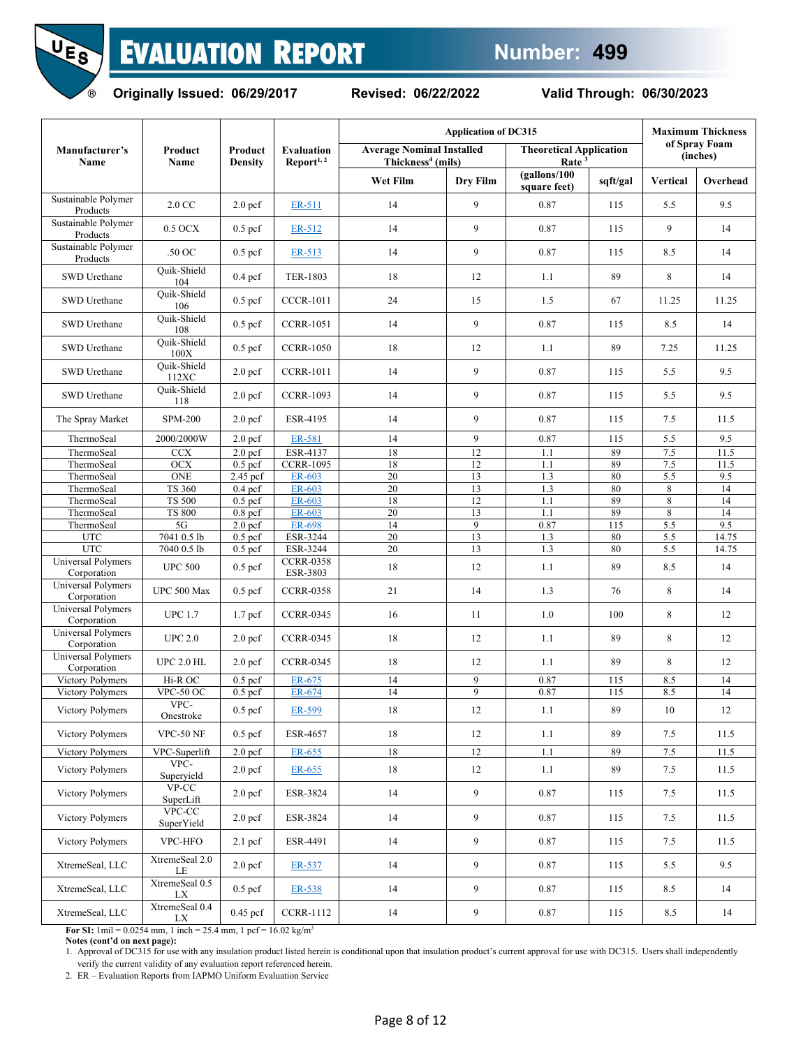| Manufacturer's Name | Product Name | Product Density | Evaluation Report[1, 2] | Application of DC315 | | | | Maximum Thickness of Spray Foam (inches) | |
|---|---|---|---|---|---|---|---|---|---|
| | | | | Average Nominal Installed Thickness[4] (mils) | | Theoretical Application Rate [3] | | | |
| | | | | Wet Film | Dry Film | (gallons/100 square feet) | sqft/gal | Vertical | Overhead |
| Sustainable Polymer Products | 2.0 CC | 2.0 pcf | ER-511 | 14 | 9 | 0.87 | 115 | 5.5 | 9.5 |
| Sustainable Polymer Products | 0.5 OCX | 0.5 pcf | ER-512 | 14 | 9 | 0.87 | 115 | 9 | 14 |
| Sustainable Polymer Products | .50 OC | 0.5 pcf | ER-513 | 14 | 9 | 0.87 | 115 | 8.5 | 14 |
| SWD Urethane | Quik-Shield 104 | 0.4 pcf | TER-1803 | 18 | 12 | 1.1 | 89 | 8 | 14 |
| SWD Urethane | Quik-Shield 106 | 0.5 pcf | CCCR-1011 | 24 | 15 | 1.5 | 67 | 11.25 | 11.25 |
| SWD Urethane | Quik-Shield 108 | 0.5 pcf | CCRR-1051 | 14 | 9 | 0.87 | 115 | 8.5 | 14 |
| SWD Urethane | Quik-Shield 100X | 0.5 pcf | CCRR-1050 | 18 | 12 | 1.1 | 89 | 7.25 | 11.25 |
| SWD Urethane | Quik-Shield 112XC | 2.0 pcf | CCRR-1011 | 14 | 9 | 0.87 | 115 | 5.5 | 9.5 |
| SWD Urethane | Quik-Shield 118 | 2.0 pcf | CCRR-1093 | 14 | 9 | 0.87 | 115 | 5.5 | 9.5 |
| The Spray Market | SPM-200 | 2.0 pcf | ESR-4195 | 14 | 9 | 0.87 | 115 | 7.5 | 11.5 |
| ThermoSeal | 2000/2000W | 2.0 pcf | ER-581 | 14 | 9 | 0.87 | 115 | 5.5 | 9.5 |
| ThermoSeal | CCX | 2.0 pcf | ESR-4137 | 18 | 12 | 1.1 | 89 | 7.5 | 11.5 |
| ThermoSeal | OCX | 0.5 pcf | CCRR-1095 | 18 | 12 | 1.1 | 89 | 7.5 | 11.5 |
| ThermoSeal | ONE | 2.45 pcf | ER-603 | 20 | 13 | 1.3 | 80 | 5.5 | 9.5 |
| ThermoSeal | TS 360 | 0.4 pcf | ER-603 | 20 | 13 | 1.3 | 80 | 8 | 14 |
| ThermoSeal | TS 500 | 0.5 pcf | ER-603 | 18 | 12 | 1.1 | 89 | 8 | 14 |
| ThermoSeal | TS 800 | 0.8 pcf | ER-603 | 20 | 13 | 1.1 | 89 | 8 | 14 |
| ThermoSeal | 5G | 2.0 pcf | ER-698 | 14 | 9 | 0.87 | 115 | 5.5 | 9.5 |
| UTC | 7041 0.5 lb | 0.5 pcf | ESR-3244 | 20 | 13 | 1.3 | 80 | 5.5 | 14.75 |
| UTC | 7040 0.5 lb | 0.5 pcf | ESR-3244 | 20 | 13 | 1.3 | 80 | 5.5 | 14.75 |
| Universal Polymers Corporation | UPC 500 | 0.5 pcf | CCRR-0358 ESR-3803 | 18 | 12 | 1.1 | 89 | 8.5 | 14 |
| Universal Polymers Corporation | UPC 500 Max | 0.5 pcf | CCRR-0358 | 21 | 14 | 1.3 | 76 | 8 | 14 |
| Universal Polymers Corporation | UPC 1.7 | 1.7 pcf | CCRR-0345 | 16 | 11 | 1.0 | 100 | 8 | 12 |
| Universal Polymers Corporation | UPC 2.0 | 2.0 pcf | CCRR-0345 | 18 | 12 | 1.1 | 89 | 8 | 12 |
| Universal Polymers Corporation | UPC 2.0 HL | 2.0 pcf | CCRR-0345 | 18 | 12 | 1.1 | 89 | 8 | 12 |
| Victory Polymers | Hi-R OC | 0.5 pcf | ER-675 | 14 | 9 | 0.87 | 115 | 8.5 | 14 |
| Victory Polymers | VPC-50 OC | 0.5 pcf | ER-674 | 14 | 9 | 0.87 | 115 | 8.5 | 14 |
| Victory Polymers | VPC-Onestroke | 0.5 pcf | ER-599 | 18 | 12 | 1.1 | 89 | 10 | 12 |
| Victory Polymers | VPC-50 NF | 0.5 pcf | ESR-4657 | 18 | 12 | 1.1 | 89 | 7.5 | 11.5 |
| Victory Polymers | VPC-Superlift | 2.0 pcf | ER-655 | 18 | 12 | 1.1 | 89 | 7.5 | 11.5 |
| Victory Polymers | VPC-Superyield | 2.0 pcf | ER-655 | 18 | 12 | 1.1 | 89 | 7.5 | 11.5 |
| Victory Polymers | VP-CC SuperLift | 2.0 pcf | ESR-3824 | 14 | 9 | 0.87 | 115 | 7.5 | 11.5 |
| Victory Polymers | VPC-CC SuperYield | 2.0 pcf | ESR-3824 | 14 | 9 | 0.87 | 115 | 7.5 | 11.5 |
| Victory Polymers | VPC-HFO | 2.1 pcf | ESR-4491 | 14 | 9 | 0.87 | 115 | 7.5 | 11.5 |
| XtremeSeal, LLC | XtremeSeal 2.0 LE | 2.0 pcf | ER-537 | 14 | 9 | 0.87 | 115 | 5.5 | 9.5 |
| XtremeSeal, LLC | XtremeSeal 0.5 LX | 0.5 pcf | ER-538 | 14 | 9 | 0.87 | 115 | 8.5 | 14 |
| XtremeSeal, LLC | XtremeSeal 0.4 LX | 0.45 pcf | CCRR-1112 | 14 | 9 | 0.87 | 115 | 8.5 | 14 |

**For SI:** 1mil = 0.0254 mm, 1 inch = 25.4 mm, 1 pcf = 16.02 kg/m$^3$

**Notes (cont'd on next page):**

1. Approval of DC315 for use with any insulation product listed herein is conditional upon that insulation product's current approval for use with DC315. Users shall independently verify the current validity of any evaluation report referenced herein.
2. ER – Evaluation Reports from IAPMO Uniform Evaluation Service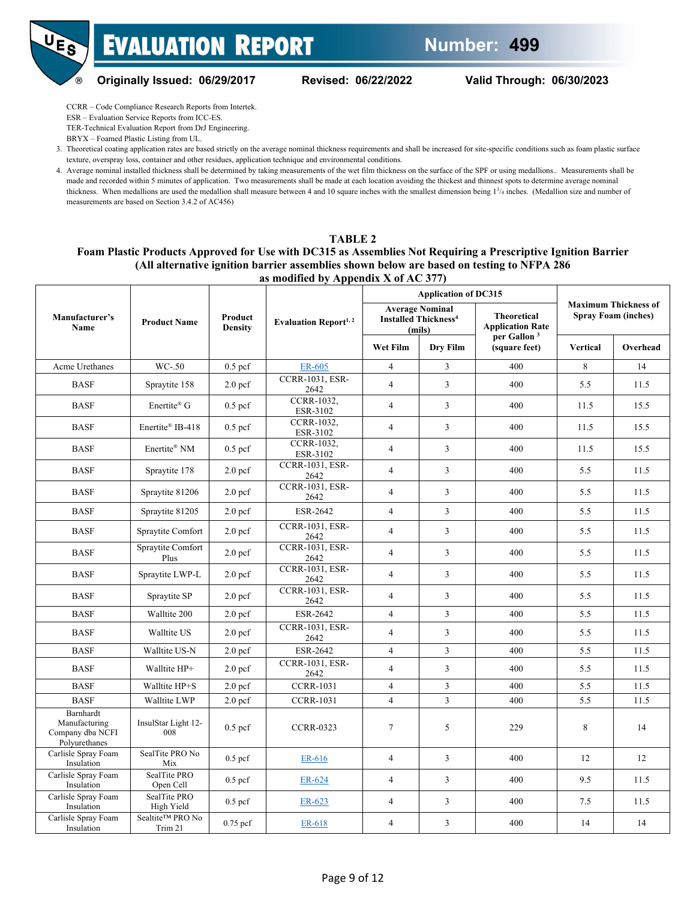CCRR – Code Compliance Research Reports from Intertek.
ESR – Evaluation Service Reports from ICC-ES.
TER-Technical Evaluation Report from DrJ Engineering.
BRYX – Foamed Plastic Listing from UL.

3. Theoretical coating application rates are based strictly on the average nominal thickness requirements and shall be increased for site-specific conditions such as foam plastic surface texture, overspray loss, container and other residues, application technique and environmental conditions.
4. Average nominal installed thickness shall be determined by taking measurements of the wet film thickness on the surface of the SPF or using medallions.. Measurements shall be made and recorded within 5 minutes of application. Two measurements shall be made at each location avoiding the thickest and thinnest spots to determine average nominal thickness. When medallions are used the medallion shall measure between 4 and 10 square inches with the smallest dimension being 1 3/4 inches. (Medallion size and number of measurements are based on Section 3.4.2 of AC456)

**TABLE 2**
**Foam Plastic Products Approved for Use with DC315 as Assemblies Not Requiring a Prescriptive Ignition Barrier (All alternative ignition barrier assemblies shown below are based on testing to NFPA 286 as modified by Appendix X of AC 377)**

| Manufacturer's Name | Product Name | Product Density | Evaluation Report[1, 2] | Application of DC315 | | | Maximum Thickness of Spray Foam (inches) | |
|---|---|---|---|---|---|---|---|---|
| | | | | Average Nominal Installed Thickness[4] (mils) | | Theoretical Application Rate per Gallon [3] (square feet) | | |
| | | | | Wet Film | Dry Film | | Vertical | Overhead |
| Acme Urethanes | WC-.50 | 0.5 pcf | ER-605 | 4 | 3 | 400 | 8 | 14 |
| BASF | Spraytite 158 | 2.0 pcf | CCRR-1031, ESR-2642 | 4 | 3 | 400 | 5.5 | 11.5 |
| BASF | Enertite® G | 0.5 pcf | CCRR-1032, ESR-3102 | 4 | 3 | 400 | 11.5 | 15.5 |
| BASF | Enertite® IB-418 | 0.5 pcf | CCRR-1032, ESR-3102 | 4 | 3 | 400 | 11.5 | 15.5 |
| BASF | Enertite® NM | 0.5 pcf | CCRR-1032, ESR-3102 | 4 | 3 | 400 | 11.5 | 15.5 |
| BASF | Spraytite 178 | 2.0 pcf | CCRR-1031, ESR-2642 | 4 | 3 | 400 | 5.5 | 11.5 |
| BASF | Spraytite 81206 | 2.0 pcf | CCRR-1031, ESR-2642 | 4 | 3 | 400 | 5.5 | 11.5 |
| BASF | Spraytite 81205 | 2.0 pcf | ESR-2642 | 4 | 3 | 400 | 5.5 | 11.5 |
| BASF | Spraytite Comfort | 2.0 pcf | CCRR-1031, ESR-2642 | 4 | 3 | 400 | 5.5 | 11.5 |
| BASF | Spraytite Comfort Plus | 2.0 pcf | CCRR-1031, ESR-2642 | 4 | 3 | 400 | 5.5 | 11.5 |
| BASF | Spraytite LWP-L | 2.0 pcf | CCRR-1031, ESR-2642 | 4 | 3 | 400 | 5.5 | 11.5 |
| BASF | Spraytite SP | 2.0 pcf | CCRR-1031, ESR-2642 | 4 | 3 | 400 | 5.5 | 11.5 |
| BASF | Walltite 200 | 2.0 pcf | ESR-2642 | 4 | 3 | 400 | 5.5 | 11.5 |
| BASF | Walltite US | 2.0 pcf | CCRR-1031, ESR-2642 | 4 | 3 | 400 | 5.5 | 11.5 |
| BASF | Walltite US-N | 2.0 pcf | ESR-2642 | 4 | 3 | 400 | 5.5 | 11.5 |
| BASF | Walltite HP+ | 2.0 pcf | CCRR-1031, ESR-2642 | 4 | 3 | 400 | 5.5 | 11.5 |
| BASF | Walltite HP+S | 2.0 pcf | CCRR-1031 | 4 | 3 | 400 | 5.5 | 11.5 |
| BASF | Walltite LWP | 2.0 pcf | CCRR-1031 | 4 | 3 | 400 | 5.5 | 11.5 |
| Barnhardt Manufacturing Company dba NCFI Polyurethanes | InsulStar Light 12-008 | 0.5 pcf | CCRR-0323 | 7 | 5 | 229 | 8 | 14 |
| Carlisle Spray Foam Insulation | SealTite PRO No Mix | 0.5 pcf | ER-616 | 4 | 3 | 400 | 12 | 12 |
| Carlisle Spray Foam Insulation | SealTite PRO Open Cell | 0.5 pcf | ER-624 | 4 | 3 | 400 | 9.5 | 11.5 |
| Carlisle Spray Foam Insulation | SealTite PRO High Yield | 0.5 pcf | ER-623 | 4 | 3 | 400 | 7.5 | 11.5 |
| Carlisle Spray Foam Insulation | Sealtite™ PRO No Trim 21 | 0.75 pcf | ER-618 | 4 | 3 | 400 | 14 | 14 |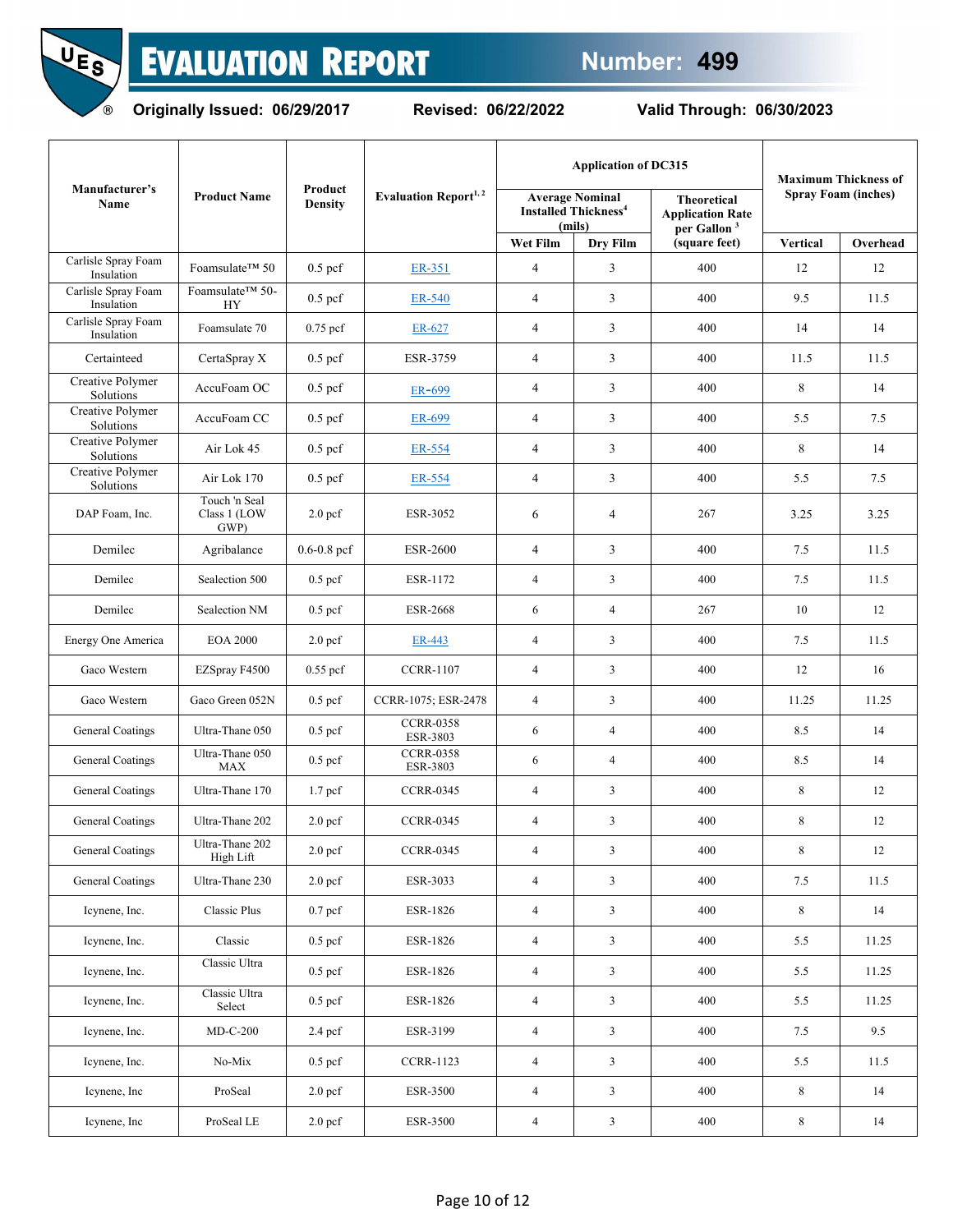| Manufacturer's Name | Product Name | Product Density | Evaluation Report[1, 2] | Application of DC315 | | | Maximum Thickness of Spray Foam (inches) | |
|---|---|---|---|---|---|---|---|---|
| | | | | Average Nominal Installed Thickness[4] (mils) | | Theoretical Application Rate per Gallon [3] (square feet) | | |
| | | | | Wet Film | Dry Film | | Vertical | Overhead |
| Carlisle Spray Foam Insulation | Foamsulate™ 50 | 0.5 pcf | ER-351 | 4 | 3 | 400 | 12 | 12 |
| Carlisle Spray Foam Insulation | Foamsulate™ 50-HY | 0.5 pcf | ER-540 | 4 | 3 | 400 | 9.5 | 11.5 |
| Carlisle Spray Foam Insulation | Foamsulate 70 | 0.75 pcf | ER-627 | 4 | 3 | 400 | 14 | 14 |
| Certainteed | CertaSpray X | 0.5 pcf | ESR-3759 | 4 | 3 | 400 | 11.5 | 11.5 |
| Creative Polymer Solutions | AccuFoam OC | 0.5 pcf | ER-699 | 4 | 3 | 400 | 8 | 14 |
| Creative Polymer Solutions | AccuFoam CC | 0.5 pcf | ER-699 | 4 | 3 | 400 | 5.5 | 7.5 |
| Creative Polymer Solutions | Air Lok 45 | 0.5 pcf | ER-554 | 4 | 3 | 400 | 8 | 14 |
| Creative Polymer Solutions | Air Lok 170 | 0.5 pcf | ER-554 | 4 | 3 | 400 | 5.5 | 7.5 |
| DAP Foam, Inc. | Touch 'n Seal Class 1 (LOW GWP) | 2.0 pcf | ESR-3052 | 6 | 4 | 267 | 3.25 | 3.25 |
| Demilec | Agribalance | 0.6-0.8 pcf | ESR-2600 | 4 | 3 | 400 | 7.5 | 11.5 |
| Demilec | Sealection 500 | 0.5 pcf | ESR-1172 | 4 | 3 | 400 | 7.5 | 11.5 |
| Demilec | Sealection NM | 0.5 pcf | ESR-2668 | 6 | 4 | 267 | 10 | 12 |
| Energy One America | EOA 2000 | 2.0 pcf | ER-443 | 4 | 3 | 400 | 7.5 | 11.5 |
| Gaco Western | EZSpray F4500 | 0.55 pcf | CCRR-1107 | 4 | 3 | 400 | 12 | 16 |
| Gaco Western | Gaco Green 052N | 0.5 pcf | CCRR-1075; ESR-2478 | 4 | 3 | 400 | 11.25 | 11.25 |
| General Coatings | Ultra-Thane 050 | 0.5 pcf | CCRR-0358 ESR-3803 | 6 | 4 | 400 | 8.5 | 14 |
| General Coatings | Ultra-Thane 050 MAX | 0.5 pcf | CCRR-0358 ESR-3803 | 6 | 4 | 400 | 8.5 | 14 |
| General Coatings | Ultra-Thane 170 | 1.7 pcf | CCRR-0345 | 4 | 3 | 400 | 8 | 12 |
| General Coatings | Ultra-Thane 202 | 2.0 pcf | CCRR-0345 | 4 | 3 | 400 | 8 | 12 |
| General Coatings | Ultra-Thane 202 High Lift | 2.0 pcf | CCRR-0345 | 4 | 3 | 400 | 8 | 12 |
| General Coatings | Ultra-Thane 230 | 2.0 pcf | ESR-3033 | 4 | 3 | 400 | 7.5 | 11.5 |
| Icynene, Inc. | Classic Plus | 0.7 pcf | ESR-1826 | 4 | 3 | 400 | 8 | 14 |
| Icynene, Inc. | Classic | 0.5 pcf | ESR-1826 | 4 | 3 | 400 | 5.5 | 11.25 |
| Icynene, Inc. | Classic Ultra | 0.5 pcf | ESR-1826 | 4 | 3 | 400 | 5.5 | 11.25 |
| Icynene, Inc. | Classic Ultra Select | 0.5 pcf | ESR-1826 | 4 | 3 | 400 | 5.5 | 11.25 |
| Icynene, Inc. | MD-C-200 | 2.4 pcf | ESR-3199 | 4 | 3 | 400 | 7.5 | 9.5 |
| Icynene, Inc. | No-Mix | 0.5 pcf | CCRR-1123 | 4 | 3 | 400 | 5.5 | 11.5 |
| Icynene, Inc | ProSeal | 2.0 pcf | ESR-3500 | 4 | 3 | 400 | 8 | 14 |
| Icynene, Inc | ProSeal LE | 2.0 pcf | ESR-3500 | 4 | 3 | 400 | 8 | 14 |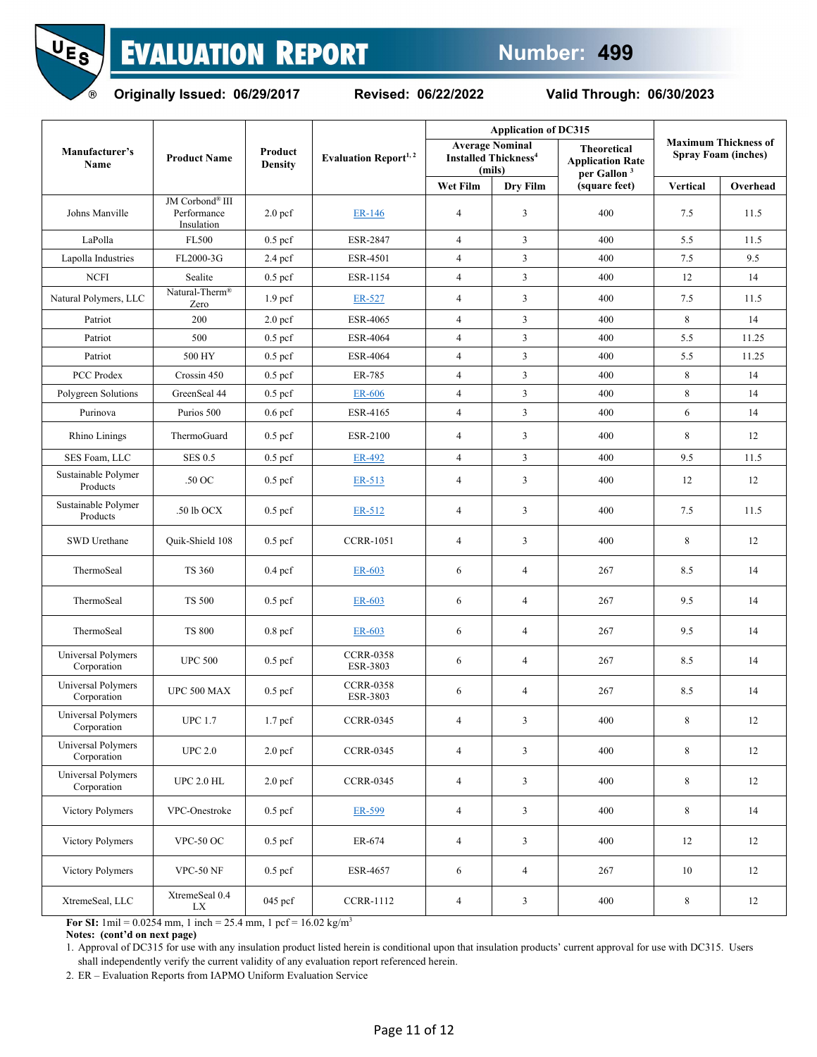# EVALUATION REPORT

**Number: 499**

**Originally Issued: 06/29/2017** **Revised: 06/22/2022** **Valid Through: 06/30/2023**

| Manufacturer's Name | Product Name | Product Density | Evaluation Report[1, 2] | Application of DC315 | | | Maximum Thickness of Spray Foam (inches) | |
|---|---|---|---|---|---|---|---|---|
| | | | | Average Nominal Installed Thickness[4] (mils) | | Theoretical Application Rate per Gallon [3] (square feet) | | |
| | | | | Wet Film | Dry Film | | Vertical | Overhead |
| Johns Manville | JM Corbond® III Performance Insulation | 2.0 pcf | ER-146 | 4 | 3 | 400 | 7.5 | 11.5 |
| LaPolla | FL500 | 0.5 pcf | ESR-2847 | 4 | 3 | 400 | 5.5 | 11.5 |
| Lapolla Industries | FL2000-3G | 2.4 pcf | ESR-4501 | 4 | 3 | 400 | 7.5 | 9.5 |
| NCFI | Sealite | 0.5 pcf | ESR-1154 | 4 | 3 | 400 | 12 | 14 |
| Natural Polymers, LLC | Natural-Therm® Zero | 1.9 pcf | ER-527 | 4 | 3 | 400 | 7.5 | 11.5 |
| Patriot | 200 | 2.0 pcf | ESR-4065 | 4 | 3 | 400 | 8 | 14 |
| Patriot | 500 | 0.5 pcf | ESR-4064 | 4 | 3 | 400 | 5.5 | 11.25 |
| Patriot | 500 HY | 0.5 pcf | ESR-4064 | 4 | 3 | 400 | 5.5 | 11.25 |
| PCC Prodex | Crossin 450 | 0.5 pcf | ER-785 | 4 | 3 | 400 | 8 | 14 |
| Polygreen Solutions | GreenSeal 44 | 0.5 pcf | ER-606 | 4 | 3 | 400 | 8 | 14 |
| Purinova | Purios 500 | 0.6 pcf | ESR-4165 | 4 | 3 | 400 | 6 | 14 |
| Rhino Linings | ThermoGuard | 0.5 pcf | ESR-2100 | 4 | 3 | 400 | 8 | 12 |
| SES Foam, LLC | SES 0.5 | 0.5 pcf | ER-492 | 4 | 3 | 400 | 9.5 | 11.5 |
| Sustainable Polymer Products | .50 OC | 0.5 pcf | ER-513 | 4 | 3 | 400 | 12 | 12 |
| Sustainable Polymer Products | .50 lb OCX | 0.5 pcf | ER-512 | 4 | 3 | 400 | 7.5 | 11.5 |
| SWD Urethane | Quik-Shield 108 | 0.5 pcf | CCRR-1051 | 4 | 3 | 400 | 8 | 12 |
| ThermoSeal | TS 360 | 0.4 pcf | ER-603 | 6 | 4 | 267 | 8.5 | 14 |
| ThermoSeal | TS 500 | 0.5 pcf | ER-603 | 6 | 4 | 267 | 9.5 | 14 |
| ThermoSeal | TS 800 | 0.8 pcf | ER-603 | 6 | 4 | 267 | 9.5 | 14 |
| Universal Polymers Corporation | UPC 500 | 0.5 pcf | CCRR-0358 ESR-3803 | 6 | 4 | 267 | 8.5 | 14 |
| Universal Polymers Corporation | UPC 500 MAX | 0.5 pcf | CCRR-0358 ESR-3803 | 6 | 4 | 267 | 8.5 | 14 |
| Universal Polymers Corporation | UPC 1.7 | 1.7 pcf | CCRR-0345 | 4 | 3 | 400 | 8 | 12 |
| Universal Polymers Corporation | UPC 2.0 | 2.0 pcf | CCRR-0345 | 4 | 3 | 400 | 8 | 12 |
| Universal Polymers Corporation | UPC 2.0 HL | 2.0 pcf | CCRR-0345 | 4 | 3 | 400 | 8 | 12 |
| Victory Polymers | VPC-Onestroke | 0.5 pcf | ER-599 | 4 | 3 | 400 | 8 | 14 |
| Victory Polymers | VPC-50 OC | 0.5 pcf | ER-674 | 4 | 3 | 400 | 12 | 12 |
| Victory Polymers | VPC-50 NF | 0.5 pcf | ESR-4657 | 6 | 4 | 267 | 10 | 12 |
| XtremeSeal, LLC | XtremeSeal 0.4 LX | 045 pcf | CCRR-1112 | 4 | 3 | 400 | 8 | 12 |

**For SI:** 1mil = 0.0254 mm, 1 inch = 25.4 mm, 1 pcf = 16.02 kg/m$^3$

**Notes: (cont'd on next page)**

1. Approval of DC315 for use with any insulation product listed herein is conditional upon that insulation products' current approval for use with DC315. Users shall independently verify the current validity of any evaluation report referenced herein.
2. ER – Evaluation Reports from IAPMO Uniform Evaluation Service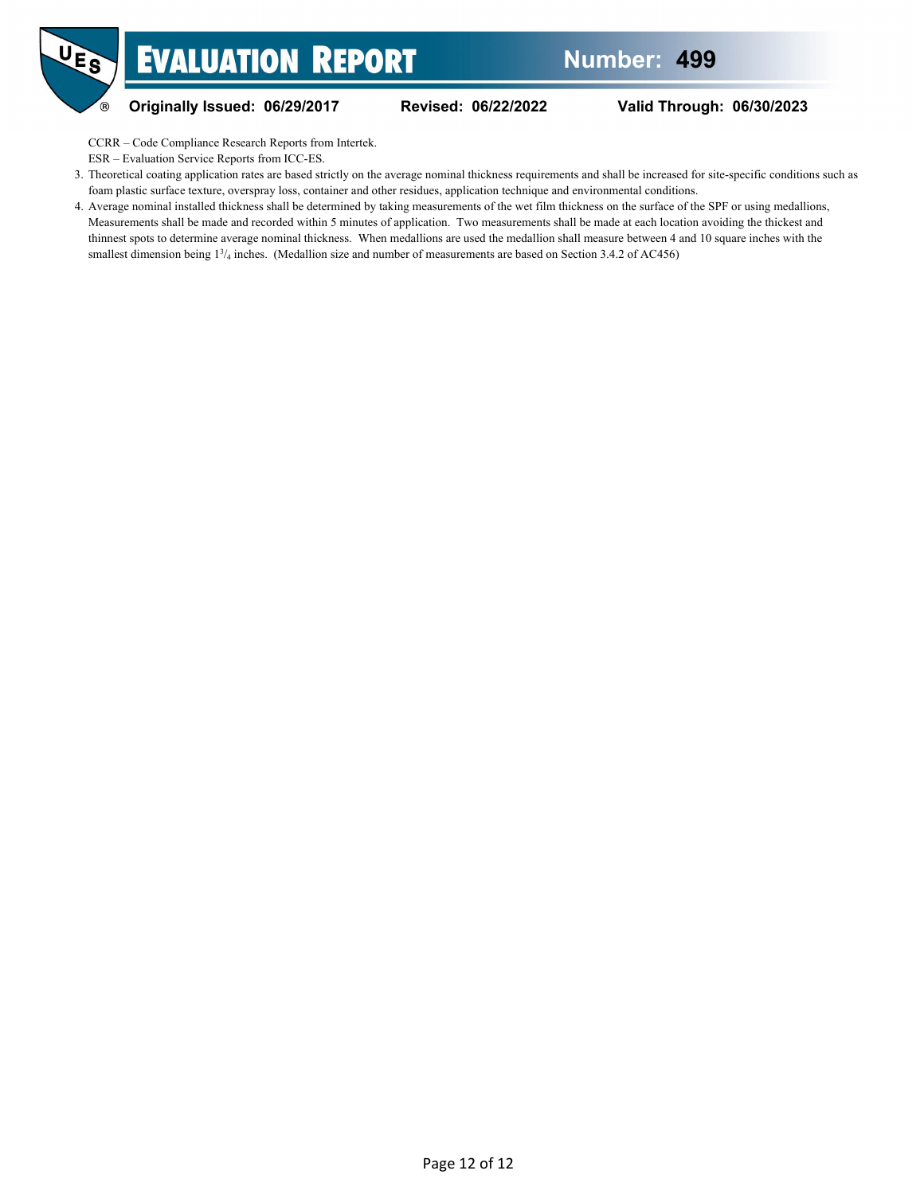CCRR – Code Compliance Research Reports from Intertek.
ESR – Evaluation Service Reports from ICC-ES.

3. Theoretical coating application rates are based strictly on the average nominal thickness requirements and shall be increased for site-specific conditions such as foam plastic surface texture, overspray loss, container and other residues, application technique and environmental conditions.
4. Average nominal installed thickness shall be determined by taking measurements of the wet film thickness on the surface of the SPF or using medallions, Measurements shall be made and recorded within 5 minutes of application. Two measurements shall be made at each location avoiding the thickest and thinnest spots to determine average nominal thickness. When medallions are used the medallion shall measure between 4 and 10 square inches with the smallest dimension being $1^{3}/_{4}$ inches. (Medallion size and number of measurements are based on Section 3.4.2 of AC456)